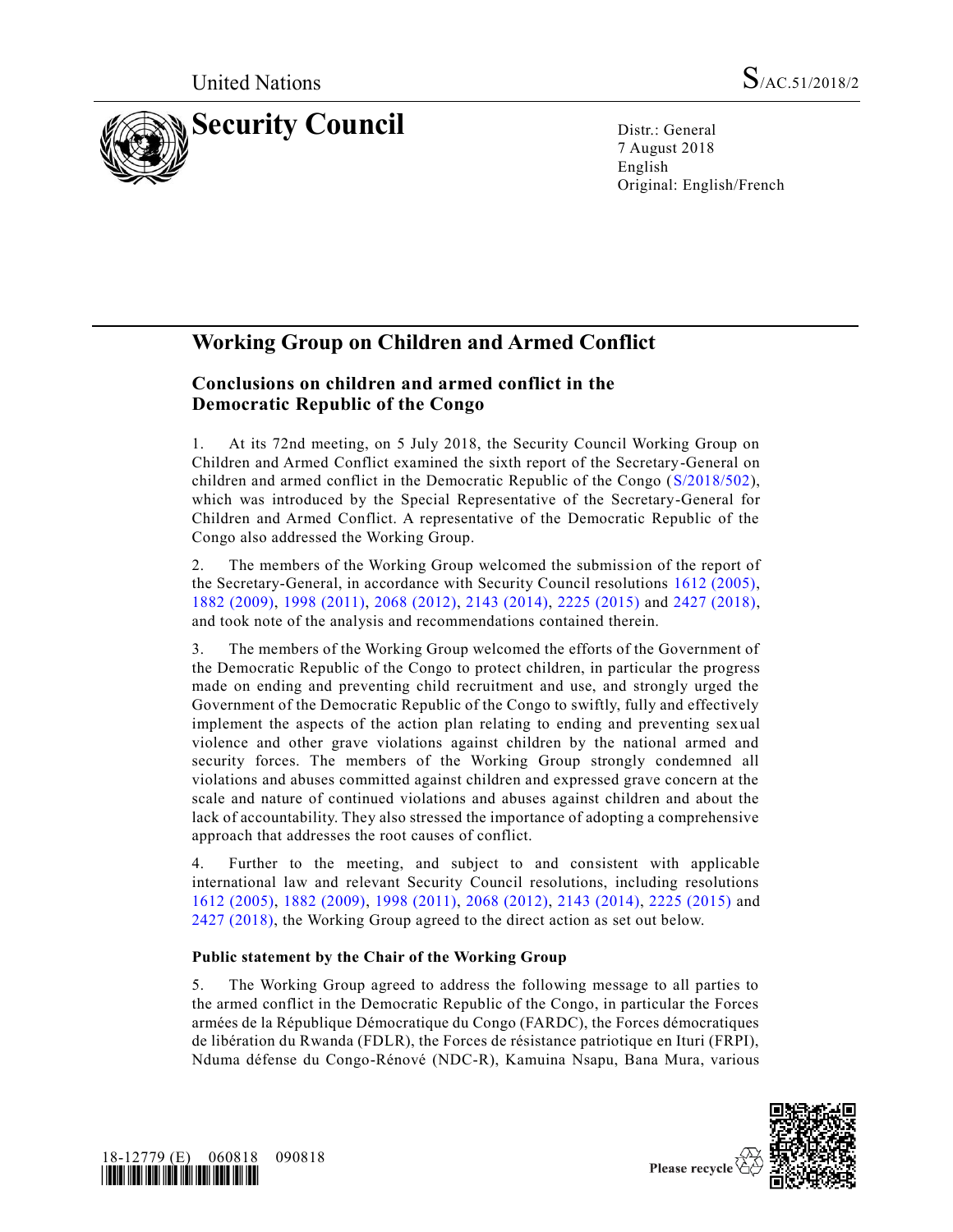United Nations

S/AC.51/2018/2

# Security Council

Distr.: General
7 August 2018
English
Original: English/French

## Working Group on Children and Armed Conflict

### Conclusions on children and armed conflict in the Democratic Republic of the Congo

1. At its 72nd meeting, on 5 July 2018, the Security Council Working Group on Children and Armed Conflict examined the sixth report of the Secretary-General on children and armed conflict in the Democratic Republic of the Congo (S/2018/502), which was introduced by the Special Representative of the Secretary-General for Children and Armed Conflict. A representative of the Democratic Republic of the Congo also addressed the Working Group.

2. The members of the Working Group welcomed the submission of the report of the Secretary-General, in accordance with Security Council resolutions 1612 (2005), 1882 (2009), 1998 (2011), 2068 (2012), 2143 (2014), 2225 (2015) and 2427 (2018), and took note of the analysis and recommendations contained therein.

3. The members of the Working Group welcomed the efforts of the Government of the Democratic Republic of the Congo to protect children, in particular the progress made on ending and preventing child recruitment and use, and strongly urged the Government of the Democratic Republic of the Congo to swiftly, fully and effectively implement the aspects of the action plan relating to ending and preventing sexual violence and other grave violations against children by the national armed and security forces. The members of the Working Group strongly condemned all violations and abuses committed against children and expressed grave concern at the scale and nature of continued violations and abuses against children and about the lack of accountability. They also stressed the importance of adopting a comprehensive approach that addresses the root causes of conflict.

4. Further to the meeting, and subject to and consistent with applicable international law and relevant Security Council resolutions, including resolutions 1612 (2005), 1882 (2009), 1998 (2011), 2068 (2012), 2143 (2014), 2225 (2015) and 2427 (2018), the Working Group agreed to the direct action as set out below.

**Public statement by the Chair of the Working Group**

5. The Working Group agreed to address the following message to all parties to the armed conflict in the Democratic Republic of the Congo, in particular the Forces armées de la République Démocratique du Congo (FARDC), the Forces démocratiques de libération du Rwanda (FDLR), the Forces de résistance patriotique en Ituri (FRPI), Nduma défense du Congo-Rénové (NDC-R), Kamuina Nsapu, Bana Mura, various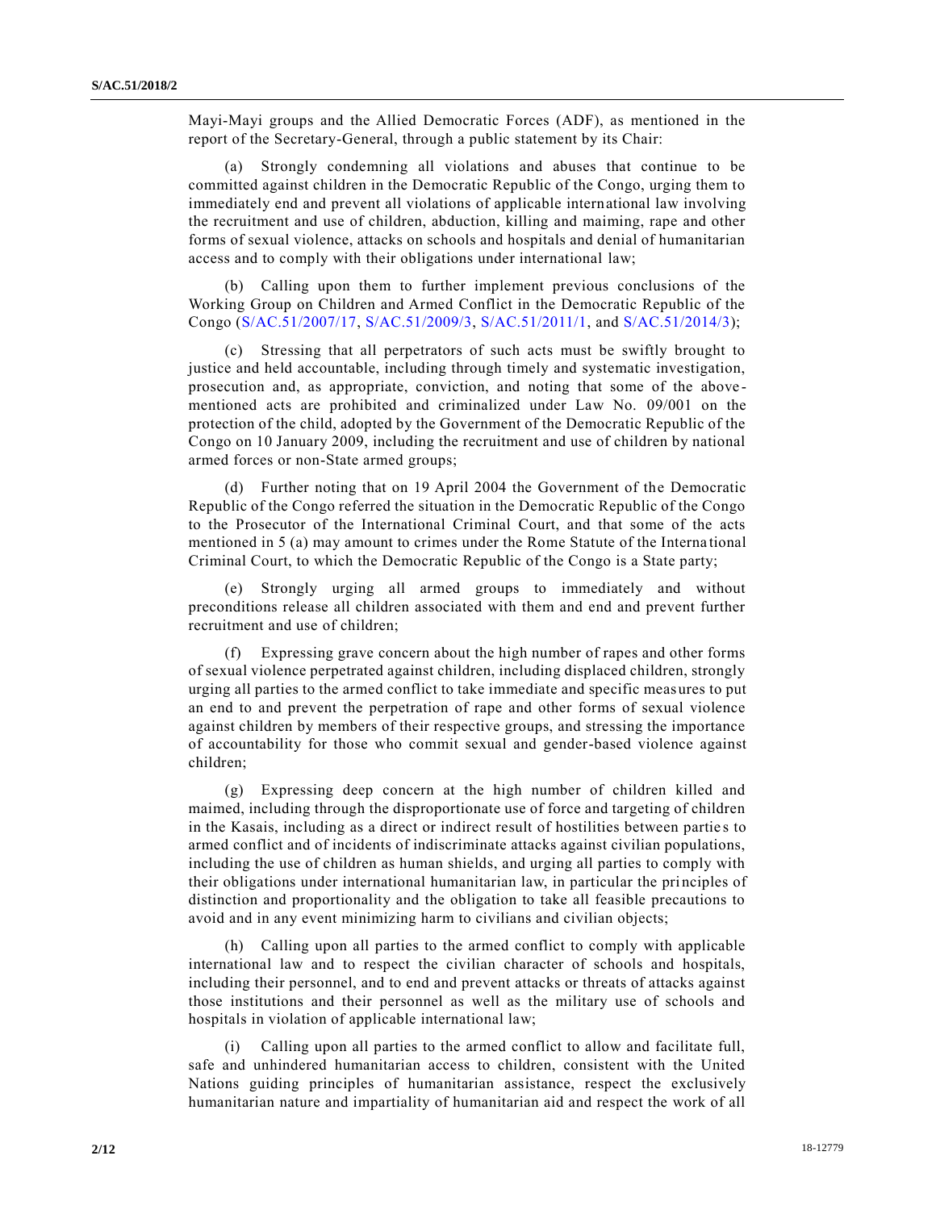Mayi-Mayi groups and the Allied Democratic Forces (ADF), as mentioned in the report of the Secretary-General, through a public statement by its Chair:

(a) Strongly condemning all violations and abuses that continue to be committed against children in the Democratic Republic of the Congo, urging them to immediately end and prevent all violations of applicable international law involving the recruitment and use of children, abduction, killing and maiming, rape and other forms of sexual violence, attacks on schools and hospitals and denial of humanitarian access and to comply with their obligations under international law;

(b) Calling upon them to further implement previous conclusions of the Working Group on Children and Armed Conflict in the Democratic Republic of the Congo (S/AC.51/2007/17, S/AC.51/2009/3, S/AC.51/2011/1, and S/AC.51/2014/3);

(c) Stressing that all perpetrators of such acts must be swiftly brought to justice and held accountable, including through timely and systematic investigation, prosecution and, as appropriate, conviction, and noting that some of the above-mentioned acts are prohibited and criminalized under Law No. 09/001 on the protection of the child, adopted by the Government of the Democratic Republic of the Congo on 10 January 2009, including the recruitment and use of children by national armed forces or non-State armed groups;

(d) Further noting that on 19 April 2004 the Government of the Democratic Republic of the Congo referred the situation in the Democratic Republic of the Congo to the Prosecutor of the International Criminal Court, and that some of the acts mentioned in 5 (a) may amount to crimes under the Rome Statute of the International Criminal Court, to which the Democratic Republic of the Congo is a State party;

(e) Strongly urging all armed groups to immediately and without preconditions release all children associated with them and end and prevent further recruitment and use of children;

(f) Expressing grave concern about the high number of rapes and other forms of sexual violence perpetrated against children, including displaced children, strongly urging all parties to the armed conflict to take immediate and specific measures to put an end to and prevent the perpetration of rape and other forms of sexual violence against children by members of their respective groups, and stressing the importance of accountability for those who commit sexual and gender-based violence against children;

(g) Expressing deep concern at the high number of children killed and maimed, including through the disproportionate use of force and targeting of children in the Kasais, including as a direct or indirect result of hostilities between parties to armed conflict and of incidents of indiscriminate attacks against civilian populations, including the use of children as human shields, and urging all parties to comply with their obligations under international humanitarian law, in particular the principles of distinction and proportionality and the obligation to take all feasible precautions to avoid and in any event minimizing harm to civilians and civilian objects;

(h) Calling upon all parties to the armed conflict to comply with applicable international law and to respect the civilian character of schools and hospitals, including their personnel, and to end and prevent attacks or threats of attacks against those institutions and their personnel as well as the military use of schools and hospitals in violation of applicable international law;

(i) Calling upon all parties to the armed conflict to allow and facilitate full, safe and unhindered humanitarian access to children, consistent with the United Nations guiding principles of humanitarian assistance, respect the exclusively humanitarian nature and impartiality of humanitarian aid and respect the work of all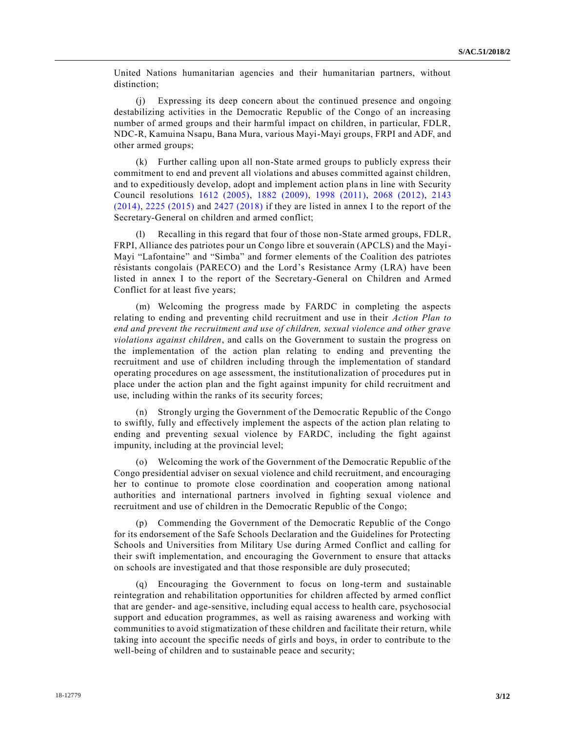United Nations humanitarian agencies and their humanitarian partners, without distinction;

(j) Expressing its deep concern about the continued presence and ongoing destabilizing activities in the Democratic Republic of the Congo of an increasing number of armed groups and their harmful impact on children, in particular, FDLR, NDC-R, Kamuina Nsapu, Bana Mura, various Mayi-Mayi groups, FRPI and ADF, and other armed groups;

(k) Further calling upon all non-State armed groups to publicly express their commitment to end and prevent all violations and abuses committed against children, and to expeditiously develop, adopt and implement action plans in line with Security Council resolutions 1612 (2005), 1882 (2009), 1998 (2011), 2068 (2012), 2143 (2014), 2225 (2015) and 2427 (2018) if they are listed in annex I to the report of the Secretary-General on children and armed conflict;

(l) Recalling in this regard that four of those non-State armed groups, FDLR, FRPI, Alliance des patriotes pour un Congo libre et souverain (APCLS) and the Mayi-Mayi "Lafontaine" and "Simba" and former elements of the Coalition des patriotes résistants congolais (PARECO) and the Lord's Resistance Army (LRA) have been listed in annex I to the report of the Secretary-General on Children and Armed Conflict for at least five years;

(m) Welcoming the progress made by FARDC in completing the aspects relating to ending and preventing child recruitment and use in their *Action Plan to end and prevent the recruitment and use of children, sexual violence and other grave violations against children*, and calls on the Government to sustain the progress on the implementation of the action plan relating to ending and preventing the recruitment and use of children including through the implementation of standard operating procedures on age assessment, the institutionalization of procedures put in place under the action plan and the fight against impunity for child recruitment and use, including within the ranks of its security forces;

(n) Strongly urging the Government of the Democratic Republic of the Congo to swiftly, fully and effectively implement the aspects of the action plan relating to ending and preventing sexual violence by FARDC, including the fight against impunity, including at the provincial level;

(o) Welcoming the work of the Government of the Democratic Republic of the Congo presidential adviser on sexual violence and child recruitment, and encouraging her to continue to promote close coordination and cooperation among national authorities and international partners involved in fighting sexual violence and recruitment and use of children in the Democratic Republic of the Congo;

(p) Commending the Government of the Democratic Republic of the Congo for its endorsement of the Safe Schools Declaration and the Guidelines for Protecting Schools and Universities from Military Use during Armed Conflict and calling for their swift implementation, and encouraging the Government to ensure that attacks on schools are investigated and that those responsible are duly prosecuted;

(q) Encouraging the Government to focus on long-term and sustainable reintegration and rehabilitation opportunities for children affected by armed conflict that are gender- and age-sensitive, including equal access to health care, psychosocial support and education programmes, as well as raising awareness and working with communities to avoid stigmatization of these children and facilitate their return, while taking into account the specific needs of girls and boys, in order to contribute to the well-being of children and to sustainable peace and security;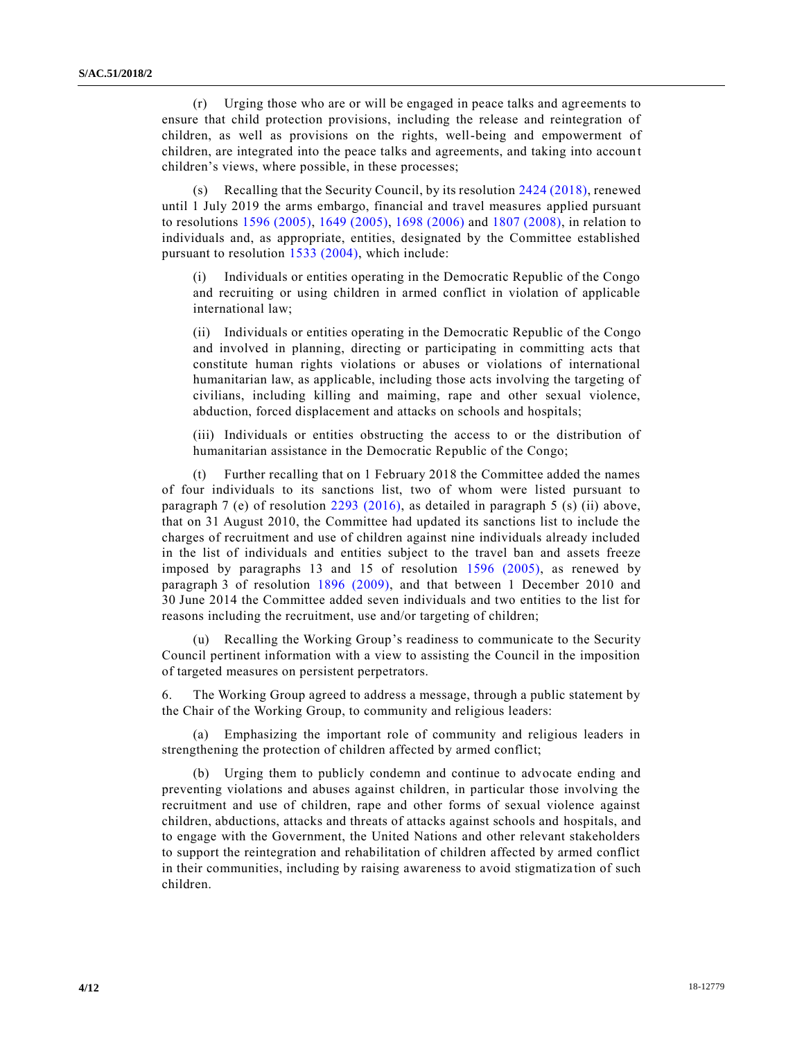(r) Urging those who are or will be engaged in peace talks and agreements to ensure that child protection provisions, including the release and reintegration of children, as well as provisions on the rights, well-being and empowerment of children, are integrated into the peace talks and agreements, and taking into account children's views, where possible, in these processes;

(s) Recalling that the Security Council, by its resolution 2424 (2018), renewed until 1 July 2019 the arms embargo, financial and travel measures applied pursuant to resolutions 1596 (2005), 1649 (2005), 1698 (2006) and 1807 (2008), in relation to individuals and, as appropriate, entities, designated by the Committee established pursuant to resolution 1533 (2004), which include:

(i) Individuals or entities operating in the Democratic Republic of the Congo and recruiting or using children in armed conflict in violation of applicable international law;

(ii) Individuals or entities operating in the Democratic Republic of the Congo and involved in planning, directing or participating in committing acts that constitute human rights violations or abuses or violations of international humanitarian law, as applicable, including those acts involving the targeting of civilians, including killing and maiming, rape and other sexual violence, abduction, forced displacement and attacks on schools and hospitals;

(iii) Individuals or entities obstructing the access to or the distribution of humanitarian assistance in the Democratic Republic of the Congo;

(t) Further recalling that on 1 February 2018 the Committee added the names of four individuals to its sanctions list, two of whom were listed pursuant to paragraph 7 (e) of resolution 2293 (2016), as detailed in paragraph 5 (s) (ii) above, that on 31 August 2010, the Committee had updated its sanctions list to include the charges of recruitment and use of children against nine individuals already included in the list of individuals and entities subject to the travel ban and assets freeze imposed by paragraphs 13 and 15 of resolution 1596 (2005), as renewed by paragraph 3 of resolution 1896 (2009), and that between 1 December 2010 and 30 June 2014 the Committee added seven individuals and two entities to the list for reasons including the recruitment, use and/or targeting of children;

(u) Recalling the Working Group's readiness to communicate to the Security Council pertinent information with a view to assisting the Council in the imposition of targeted measures on persistent perpetrators.

6. The Working Group agreed to address a message, through a public statement by the Chair of the Working Group, to community and religious leaders:

(a) Emphasizing the important role of community and religious leaders in strengthening the protection of children affected by armed conflict;

(b) Urging them to publicly condemn and continue to advocate ending and preventing violations and abuses against children, in particular those involving the recruitment and use of children, rape and other forms of sexual violence against children, abductions, attacks and threats of attacks against schools and hospitals, and to engage with the Government, the United Nations and other relevant stakeholders to support the reintegration and rehabilitation of children affected by armed conflict in their communities, including by raising awareness to avoid stigmatization of such children.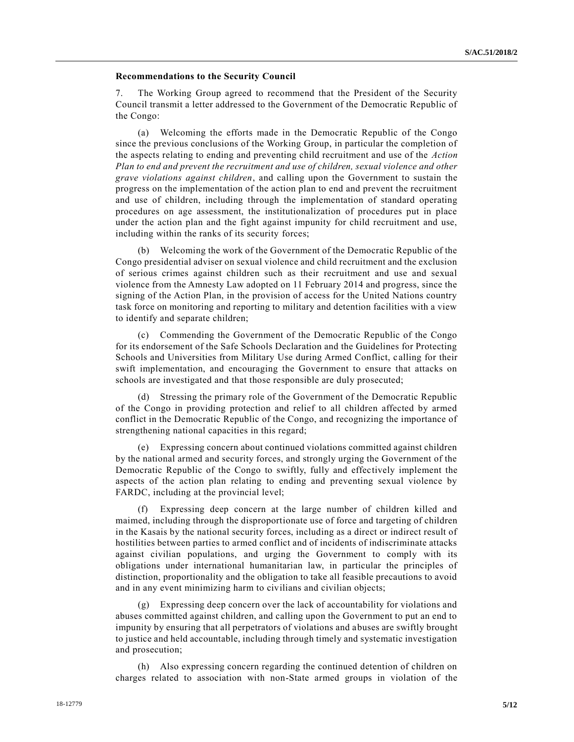**Recommendations to the Security Council**

7. The Working Group agreed to recommend that the President of the Security Council transmit a letter addressed to the Government of the Democratic Republic of the Congo:

(a) Welcoming the efforts made in the Democratic Republic of the Congo since the previous conclusions of the Working Group, in particular the completion of the aspects relating to ending and preventing child recruitment and use of the *Action Plan to end and prevent the recruitment and use of children, sexual violence and other grave violations against children*, and calling upon the Government to sustain the progress on the implementation of the action plan to end and prevent the recruitment and use of children, including through the implementation of standard operating procedures on age assessment, the institutionalization of procedures put in place under the action plan and the fight against impunity for child recruitment and use, including within the ranks of its security forces;

(b) Welcoming the work of the Government of the Democratic Republic of the Congo presidential adviser on sexual violence and child recruitment and the exclusion of serious crimes against children such as their recruitment and use and sexual violence from the Amnesty Law adopted on 11 February 2014 and progress, since the signing of the Action Plan, in the provision of access for the United Nations country task force on monitoring and reporting to military and detention facilities with a view to identify and separate children;

(c) Commending the Government of the Democratic Republic of the Congo for its endorsement of the Safe Schools Declaration and the Guidelines for Protecting Schools and Universities from Military Use during Armed Conflict, calling for their swift implementation, and encouraging the Government to ensure that attacks on schools are investigated and that those responsible are duly prosecuted;

(d) Stressing the primary role of the Government of the Democratic Republic of the Congo in providing protection and relief to all children affected by armed conflict in the Democratic Republic of the Congo, and recognizing the importance of strengthening national capacities in this regard;

(e) Expressing concern about continued violations committed against children by the national armed and security forces, and strongly urging the Government of the Democratic Republic of the Congo to swiftly, fully and effectively implement the aspects of the action plan relating to ending and preventing sexual violence by FARDC, including at the provincial level;

(f) Expressing deep concern at the large number of children killed and maimed, including through the disproportionate use of force and targeting of children in the Kasais by the national security forces, including as a direct or indirect result of hostilities between parties to armed conflict and of incidents of indiscriminate attacks against civilian populations, and urging the Government to comply with its obligations under international humanitarian law, in particular the principles of distinction, proportionality and the obligation to take all feasible precautions to avoid and in any event minimizing harm to civilians and civilian objects;

(g) Expressing deep concern over the lack of accountability for violations and abuses committed against children, and calling upon the Government to put an end to impunity by ensuring that all perpetrators of violations and abuses are swiftly brought to justice and held accountable, including through timely and systematic investigation and prosecution;

(h) Also expressing concern regarding the continued detention of children on charges related to association with non-State armed groups in violation of the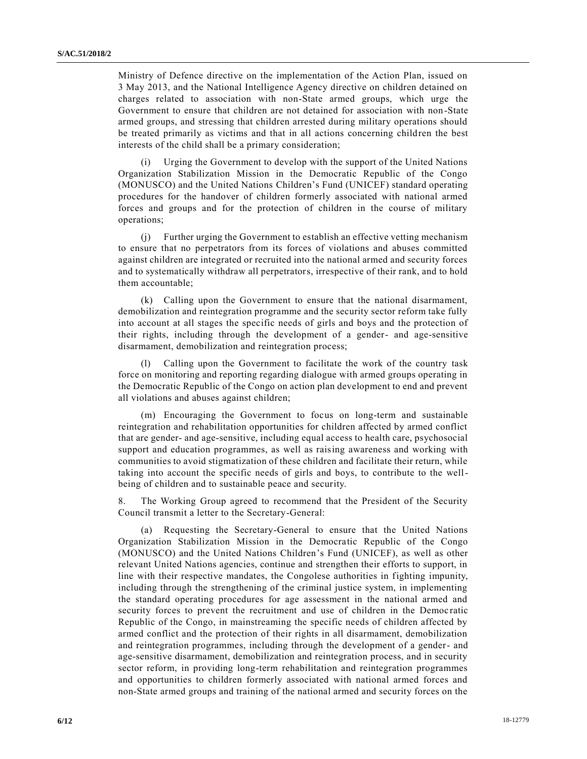Ministry of Defence directive on the implementation of the Action Plan, issued on 3 May 2013, and the National Intelligence Agency directive on children detained on charges related to association with non-State armed groups, which urge the Government to ensure that children are not detained for association with non-State armed groups, and stressing that children arrested during military operations should be treated primarily as victims and that in all actions concerning children the best interests of the child shall be a primary consideration;

(i) Urging the Government to develop with the support of the United Nations Organization Stabilization Mission in the Democratic Republic of the Congo (MONUSCO) and the United Nations Children's Fund (UNICEF) standard operating procedures for the handover of children formerly associated with national armed forces and groups and for the protection of children in the course of military operations;

(j) Further urging the Government to establish an effective vetting mechanism to ensure that no perpetrators from its forces of violations and abuses committed against children are integrated or recruited into the national armed and security forces and to systematically withdraw all perpetrators, irrespective of their rank, and to hold them accountable;

(k) Calling upon the Government to ensure that the national disarmament, demobilization and reintegration programme and the security sector reform take fully into account at all stages the specific needs of girls and boys and the protection of their rights, including through the development of a gender- and age-sensitive disarmament, demobilization and reintegration process;

(l) Calling upon the Government to facilitate the work of the country task force on monitoring and reporting regarding dialogue with armed groups operating in the Democratic Republic of the Congo on action plan development to end and prevent all violations and abuses against children;

(m) Encouraging the Government to focus on long-term and sustainable reintegration and rehabilitation opportunities for children affected by armed conflict that are gender- and age-sensitive, including equal access to health care, psychosocial support and education programmes, as well as raising awareness and working with communities to avoid stigmatization of these children and facilitate their return, while taking into account the specific needs of girls and boys, to contribute to the well-being of children and to sustainable peace and security.

8. The Working Group agreed to recommend that the President of the Security Council transmit a letter to the Secretary-General:

(a) Requesting the Secretary-General to ensure that the United Nations Organization Stabilization Mission in the Democratic Republic of the Congo (MONUSCO) and the United Nations Children's Fund (UNICEF), as well as other relevant United Nations agencies, continue and strengthen their efforts to support, in line with their respective mandates, the Congolese authorities in fighting impunity, including through the strengthening of the criminal justice system, in implementing the standard operating procedures for age assessment in the national armed and security forces to prevent the recruitment and use of children in the Democratic Republic of the Congo, in mainstreaming the specific needs of children affected by armed conflict and the protection of their rights in all disarmament, demobilization and reintegration programmes, including through the development of a gender- and age-sensitive disarmament, demobilization and reintegration process, and in security sector reform, in providing long-term rehabilitation and reintegration programmes and opportunities to children formerly associated with national armed forces and non-State armed groups and training of the national armed and security forces on the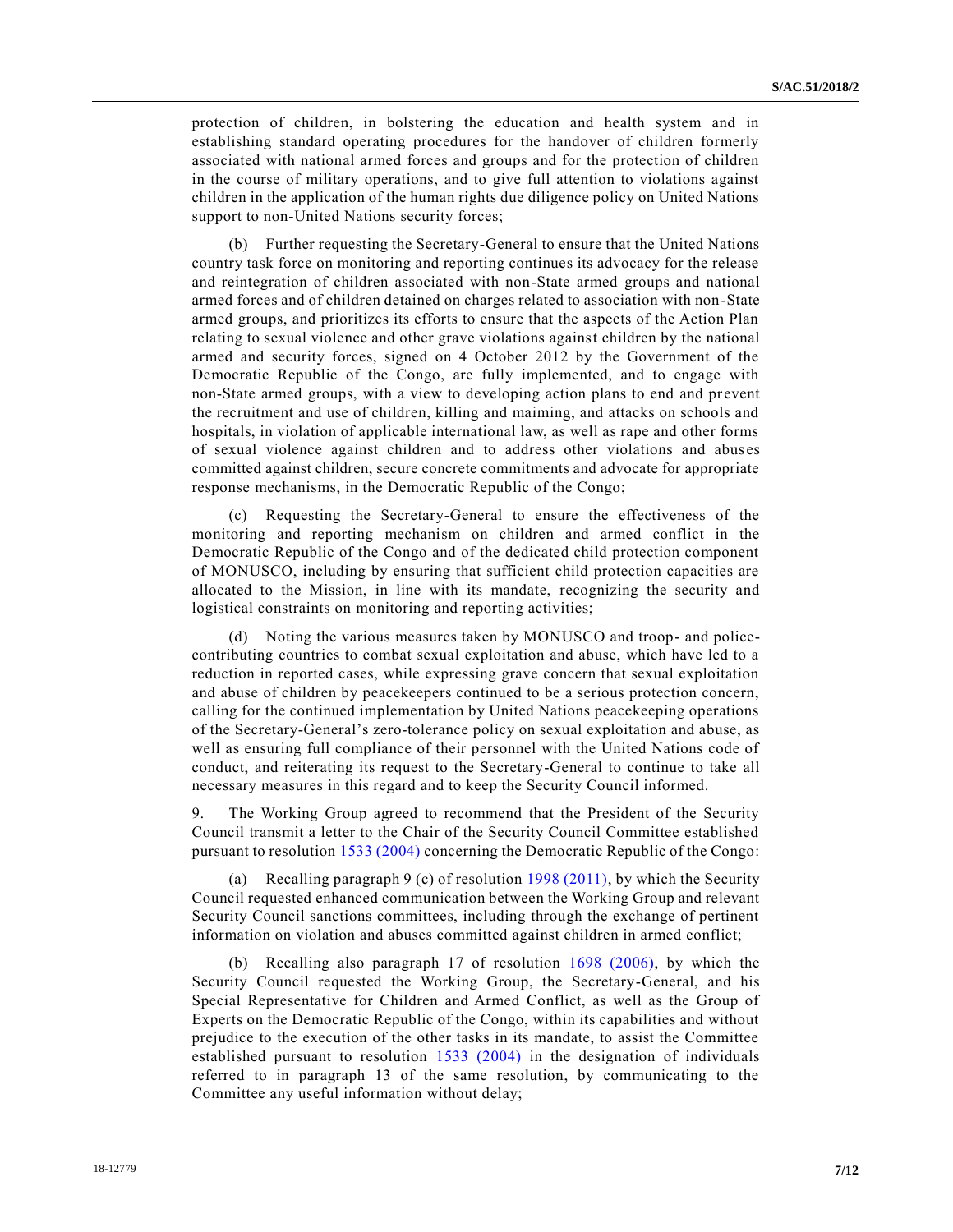protection of children, in bolstering the education and health system and in establishing standard operating procedures for the handover of children formerly associated with national armed forces and groups and for the protection of children in the course of military operations, and to give full attention to violations against children in the application of the human rights due diligence policy on United Nations support to non-United Nations security forces;

(b) Further requesting the Secretary-General to ensure that the United Nations country task force on monitoring and reporting continues its advocacy for the release and reintegration of children associated with non-State armed groups and national armed forces and of children detained on charges related to association with non-State armed groups, and prioritizes its efforts to ensure that the aspects of the Action Plan relating to sexual violence and other grave violations against children by the national armed and security forces, signed on 4 October 2012 by the Government of the Democratic Republic of the Congo, are fully implemented, and to engage with non-State armed groups, with a view to developing action plans to end and prevent the recruitment and use of children, killing and maiming, and attacks on schools and hospitals, in violation of applicable international law, as well as rape and other forms of sexual violence against children and to address other violations and abuses committed against children, secure concrete commitments and advocate for appropriate response mechanisms, in the Democratic Republic of the Congo;

(c) Requesting the Secretary-General to ensure the effectiveness of the monitoring and reporting mechanism on children and armed conflict in the Democratic Republic of the Congo and of the dedicated child protection component of MONUSCO, including by ensuring that sufficient child protection capacities are allocated to the Mission, in line with its mandate, recognizing the security and logistical constraints on monitoring and reporting activities;

(d) Noting the various measures taken by MONUSCO and troop- and police-contributing countries to combat sexual exploitation and abuse, which have led to a reduction in reported cases, while expressing grave concern that sexual exploitation and abuse of children by peacekeepers continued to be a serious protection concern, calling for the continued implementation by United Nations peacekeeping operations of the Secretary-General's zero-tolerance policy on sexual exploitation and abuse, as well as ensuring full compliance of their personnel with the United Nations code of conduct, and reiterating its request to the Secretary-General to continue to take all necessary measures in this regard and to keep the Security Council informed.

9. The Working Group agreed to recommend that the President of the Security Council transmit a letter to the Chair of the Security Council Committee established pursuant to resolution 1533 (2004) concerning the Democratic Republic of the Congo:

(a) Recalling paragraph 9 (c) of resolution 1998 (2011), by which the Security Council requested enhanced communication between the Working Group and relevant Security Council sanctions committees, including through the exchange of pertinent information on violation and abuses committed against children in armed conflict;

(b) Recalling also paragraph 17 of resolution 1698 (2006), by which the Security Council requested the Working Group, the Secretary-General, and his Special Representative for Children and Armed Conflict, as well as the Group of Experts on the Democratic Republic of the Congo, within its capabilities and without prejudice to the execution of the other tasks in its mandate, to assist the Committee established pursuant to resolution 1533 (2004) in the designation of individuals referred to in paragraph 13 of the same resolution, by communicating to the Committee any useful information without delay;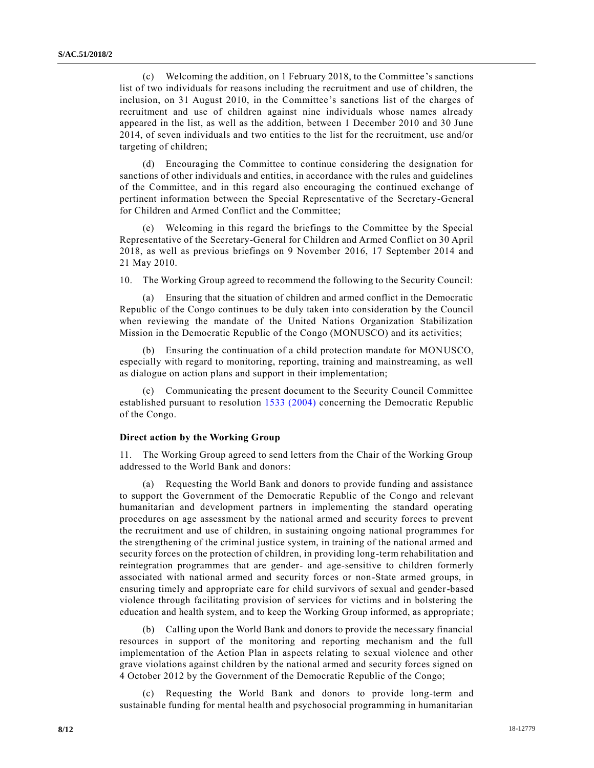(c) Welcoming the addition, on 1 February 2018, to the Committee's sanctions list of two individuals for reasons including the recruitment and use of children, the inclusion, on 31 August 2010, in the Committee's sanctions list of the charges of recruitment and use of children against nine individuals whose names already appeared in the list, as well as the addition, between 1 December 2010 and 30 June 2014, of seven individuals and two entities to the list for the recruitment, use and/or targeting of children;

(d) Encouraging the Committee to continue considering the designation for sanctions of other individuals and entities, in accordance with the rules and guidelines of the Committee, and in this regard also encouraging the continued exchange of pertinent information between the Special Representative of the Secretary-General for Children and Armed Conflict and the Committee;

(e) Welcoming in this regard the briefings to the Committee by the Special Representative of the Secretary-General for Children and Armed Conflict on 30 April 2018, as well as previous briefings on 9 November 2016, 17 September 2014 and 21 May 2010.

10. The Working Group agreed to recommend the following to the Security Council:

(a) Ensuring that the situation of children and armed conflict in the Democratic Republic of the Congo continues to be duly taken into consideration by the Council when reviewing the mandate of the United Nations Organization Stabilization Mission in the Democratic Republic of the Congo (MONUSCO) and its activities;

(b) Ensuring the continuation of a child protection mandate for MONUSCO, especially with regard to monitoring, reporting, training and mainstreaming, as well as dialogue on action plans and support in their implementation;

(c) Communicating the present document to the Security Council Committee established pursuant to resolution 1533 (2004) concerning the Democratic Republic of the Congo.

**Direct action by the Working Group**

11. The Working Group agreed to send letters from the Chair of the Working Group addressed to the World Bank and donors:

(a) Requesting the World Bank and donors to provide funding and assistance to support the Government of the Democratic Republic of the Congo and relevant humanitarian and development partners in implementing the standard operating procedures on age assessment by the national armed and security forces to prevent the recruitment and use of children, in sustaining ongoing national programmes for the strengthening of the criminal justice system, in training of the national armed and security forces on the protection of children, in providing long-term rehabilitation and reintegration programmes that are gender- and age-sensitive to children formerly associated with national armed and security forces or non-State armed groups, in ensuring timely and appropriate care for child survivors of sexual and gender-based violence through facilitating provision of services for victims and in bolstering the education and health system, and to keep the Working Group informed, as appropriate;

(b) Calling upon the World Bank and donors to provide the necessary financial resources in support of the monitoring and reporting mechanism and the full implementation of the Action Plan in aspects relating to sexual violence and other grave violations against children by the national armed and security forces signed on 4 October 2012 by the Government of the Democratic Republic of the Congo;

(c) Requesting the World Bank and donors to provide long-term and sustainable funding for mental health and psychosocial programming in humanitarian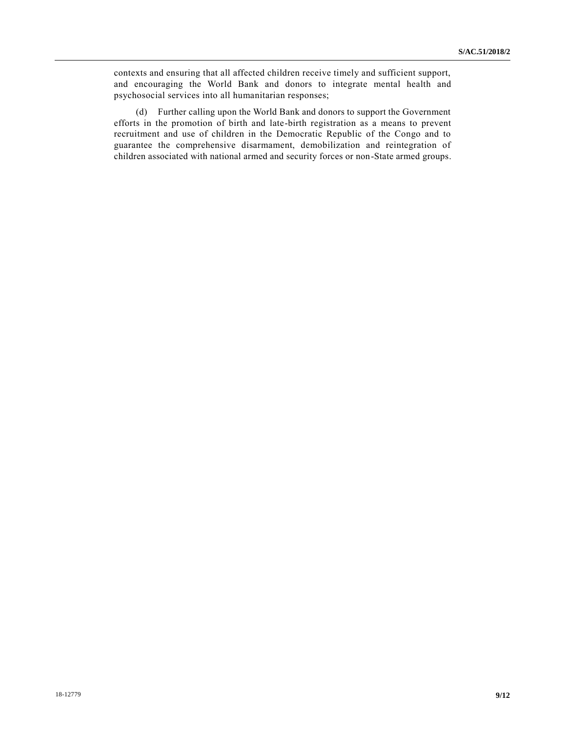contexts and ensuring that all affected children receive timely and sufficient support, and encouraging the World Bank and donors to integrate mental health and psychosocial services into all humanitarian responses;

(d) Further calling upon the World Bank and donors to support the Government efforts in the promotion of birth and late-birth registration as a means to prevent recruitment and use of children in the Democratic Republic of the Congo and to guarantee the comprehensive disarmament, demobilization and reintegration of children associated with national armed and security forces or non-State armed groups.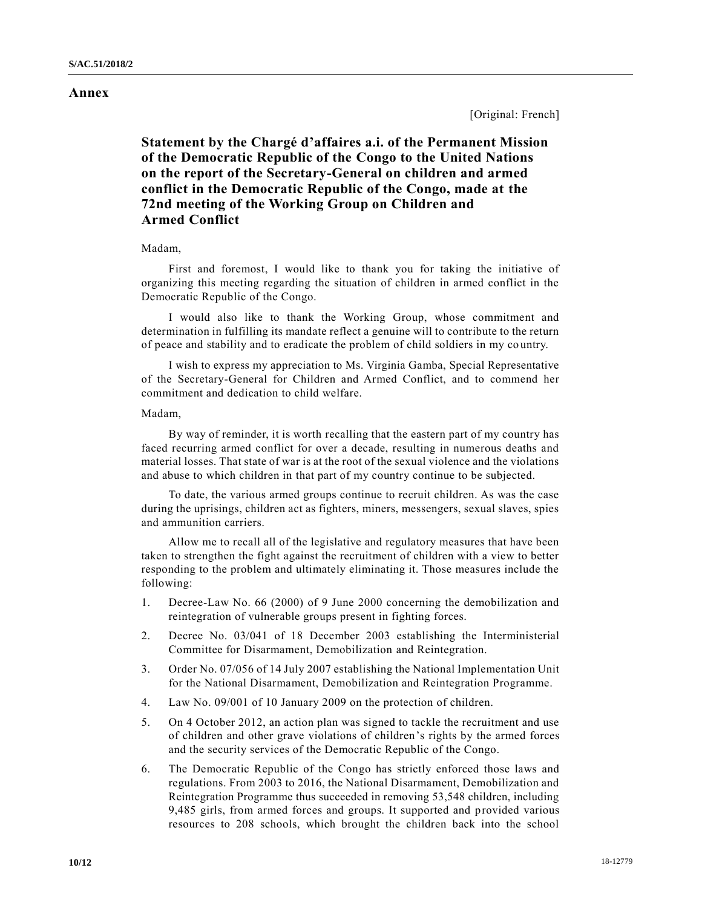# Annex

[Original: French]

## Statement by the Chargé d'affaires a.i. of the Permanent Mission of the Democratic Republic of the Congo to the United Nations on the report of the Secretary-General on children and armed conflict in the Democratic Republic of the Congo, made at the 72nd meeting of the Working Group on Children and Armed Conflict

Madam,

First and foremost, I would like to thank you for taking the initiative of organizing this meeting regarding the situation of children in armed conflict in the Democratic Republic of the Congo.

I would also like to thank the Working Group, whose commitment and determination in fulfilling its mandate reflect a genuine will to contribute to the return of peace and stability and to eradicate the problem of child soldiers in my country.

I wish to express my appreciation to Ms. Virginia Gamba, Special Representative of the Secretary-General for Children and Armed Conflict, and to commend her commitment and dedication to child welfare.

Madam,

By way of reminder, it is worth recalling that the eastern part of my country has faced recurring armed conflict for over a decade, resulting in numerous deaths and material losses. That state of war is at the root of the sexual violence and the violations and abuse to which children in that part of my country continue to be subjected.

To date, the various armed groups continue to recruit children. As was the case during the uprisings, children act as fighters, miners, messengers, sexual slaves, spies and ammunition carriers.

Allow me to recall all of the legislative and regulatory measures that have been taken to strengthen the fight against the recruitment of children with a view to better responding to the problem and ultimately eliminating it. Those measures include the following:

1. Decree-Law No. 66 (2000) of 9 June 2000 concerning the demobilization and reintegration of vulnerable groups present in fighting forces.
2. Decree No. 03/041 of 18 December 2003 establishing the Interministerial Committee for Disarmament, Demobilization and Reintegration.
3. Order No. 07/056 of 14 July 2007 establishing the National Implementation Unit for the National Disarmament, Demobilization and Reintegration Programme.
4. Law No. 09/001 of 10 January 2009 on the protection of children.
5. On 4 October 2012, an action plan was signed to tackle the recruitment and use of children and other grave violations of children's rights by the armed forces and the security services of the Democratic Republic of the Congo.
6. The Democratic Republic of the Congo has strictly enforced those laws and regulations. From 2003 to 2016, the National Disarmament, Demobilization and Reintegration Programme thus succeeded in removing 53,548 children, including 9,485 girls, from armed forces and groups. It supported and provided various resources to 208 schools, which brought the children back into the school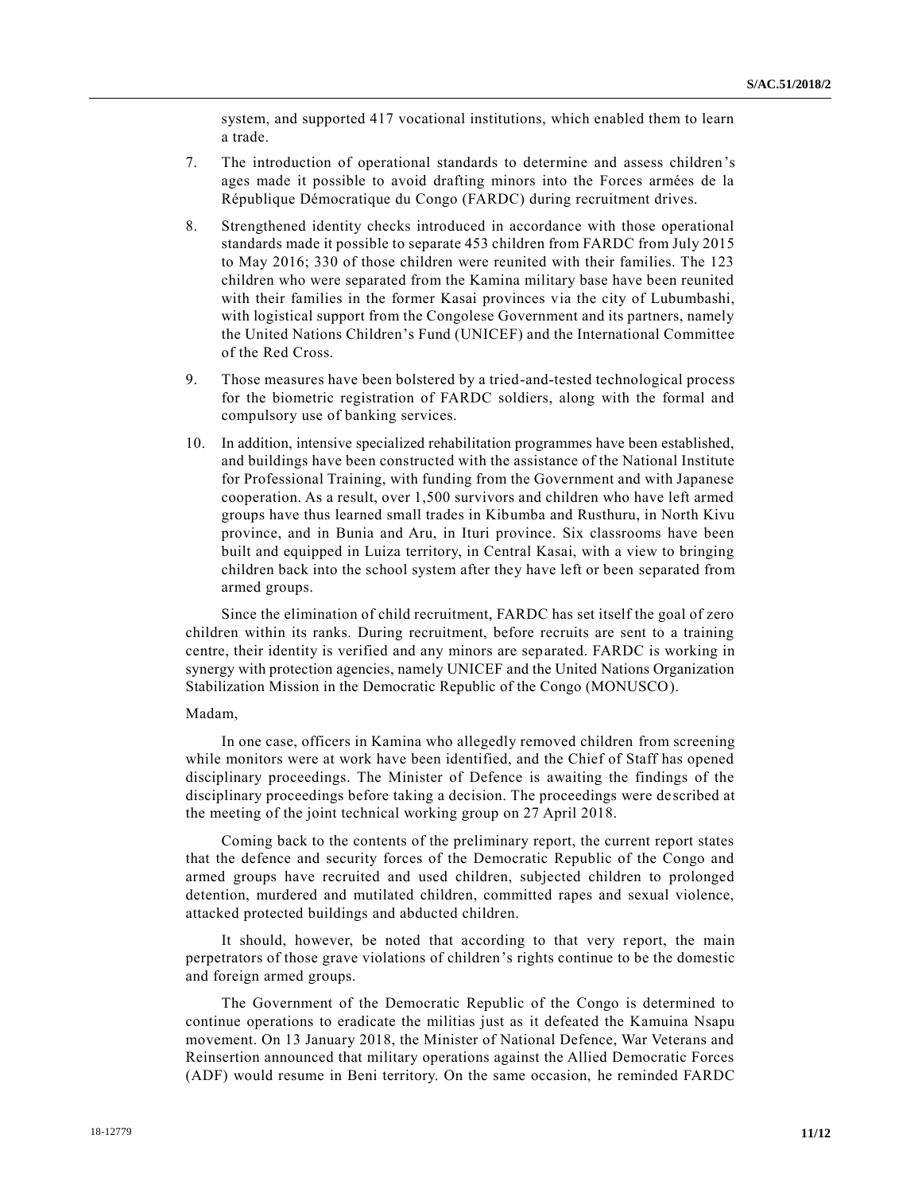system, and supported 417 vocational institutions, which enabled them to learn a trade.

7. The introduction of operational standards to determine and assess children's ages made it possible to avoid drafting minors into the Forces armées de la République Démocratique du Congo (FARDC) during recruitment drives.

8. Strengthened identity checks introduced in accordance with those operational standards made it possible to separate 453 children from FARDC from July 2015 to May 2016; 330 of those children were reunited with their families. The 123 children who were separated from the Kamina military base have been reunited with their families in the former Kasai provinces via the city of Lubumbashi, with logistical support from the Congolese Government and its partners, namely the United Nations Children's Fund (UNICEF) and the International Committee of the Red Cross.

9. Those measures have been bolstered by a tried-and-tested technological process for the biometric registration of FARDC soldiers, along with the formal and compulsory use of banking services.

10. In addition, intensive specialized rehabilitation programmes have been established, and buildings have been constructed with the assistance of the National Institute for Professional Training, with funding from the Government and with Japanese cooperation. As a result, over 1,500 survivors and children who have left armed groups have thus learned small trades in Kibumba and Rusthuru, in North Kivu province, and in Bunia and Aru, in Ituri province. Six classrooms have been built and equipped in Luiza territory, in Central Kasai, with a view to bringing children back into the school system after they have left or been separated from armed groups.

Since the elimination of child recruitment, FARDC has set itself the goal of zero children within its ranks. During recruitment, before recruits are sent to a training centre, their identity is verified and any minors are separated. FARDC is working in synergy with protection agencies, namely UNICEF and the United Nations Organization Stabilization Mission in the Democratic Republic of the Congo (MONUSCO).

Madam,

In one case, officers in Kamina who allegedly removed children from screening while monitors were at work have been identified, and the Chief of Staff has opened disciplinary proceedings. The Minister of Defence is awaiting the findings of the disciplinary proceedings before taking a decision. The proceedings were described at the meeting of the joint technical working group on 27 April 2018.

Coming back to the contents of the preliminary report, the current report states that the defence and security forces of the Democratic Republic of the Congo and armed groups have recruited and used children, subjected children to prolonged detention, murdered and mutilated children, committed rapes and sexual violence, attacked protected buildings and abducted children.

It should, however, be noted that according to that very report, the main perpetrators of those grave violations of children's rights continue to be the domestic and foreign armed groups.

The Government of the Democratic Republic of the Congo is determined to continue operations to eradicate the militias just as it defeated the Kamuina Nsapu movement. On 13 January 2018, the Minister of National Defence, War Veterans and Reinsertion announced that military operations against the Allied Democratic Forces (ADF) would resume in Beni territory. On the same occasion, he reminded FARDC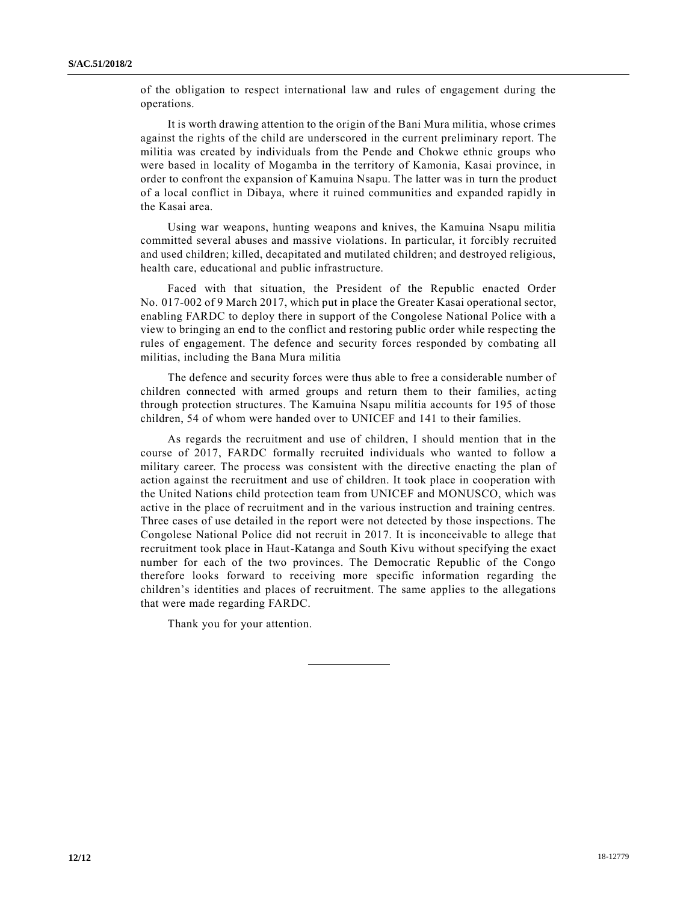of the obligation to respect international law and rules of engagement during the operations.

It is worth drawing attention to the origin of the Bani Mura militia, whose crimes against the rights of the child are underscored in the current preliminary report. The militia was created by individuals from the Pende and Chokwe ethnic groups who were based in locality of Mogamba in the territory of Kamonia, Kasai province, in order to confront the expansion of Kamuina Nsapu. The latter was in turn the product of a local conflict in Dibaya, where it ruined communities and expanded rapidly in the Kasai area.

Using war weapons, hunting weapons and knives, the Kamuina Nsapu militia committed several abuses and massive violations. In particular, it forcibly recruited and used children; killed, decapitated and mutilated children; and destroyed religious, health care, educational and public infrastructure.

Faced with that situation, the President of the Republic enacted Order No. 017-002 of 9 March 2017, which put in place the Greater Kasai operational sector, enabling FARDC to deploy there in support of the Congolese National Police with a view to bringing an end to the conflict and restoring public order while respecting the rules of engagement. The defence and security forces responded by combating all militias, including the Bana Mura militia

The defence and security forces were thus able to free a considerable number of children connected with armed groups and return them to their families, acting through protection structures. The Kamuina Nsapu militia accounts for 195 of those children, 54 of whom were handed over to UNICEF and 141 to their families.

As regards the recruitment and use of children, I should mention that in the course of 2017, FARDC formally recruited individuals who wanted to follow a military career. The process was consistent with the directive enacting the plan of action against the recruitment and use of children. It took place in cooperation with the United Nations child protection team from UNICEF and MONUSCO, which was active in the place of recruitment and in the various instruction and training centres. Three cases of use detailed in the report were not detected by those inspections. The Congolese National Police did not recruit in 2017. It is inconceivable to allege that recruitment took place in Haut-Katanga and South Kivu without specifying the exact number for each of the two provinces. The Democratic Republic of the Congo therefore looks forward to receiving more specific information regarding the children's identities and places of recruitment. The same applies to the allegations that were made regarding FARDC.

Thank you for your attention.